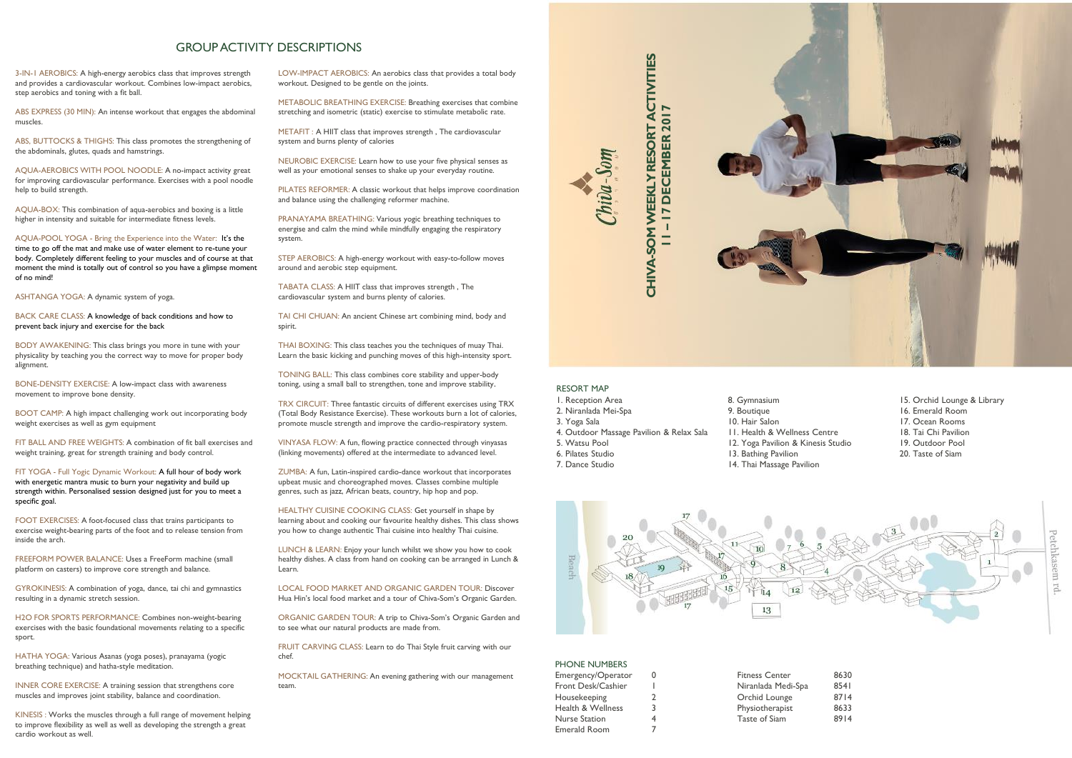## GROUP ACTIVITY DESCRIPTIONS

3-IN-1 AEROBICS: A high-energy aerobics class that improves strength and provides a cardiovascular workout. Combines low-impact aerobics, step aerobics and toning with a fit ball.

ABS EXPRESS (30 MIN): An intense workout that engages the abdominal muscles.

ABS, BUTTOCKS & THIGHS: This class promotes the strengthening of the abdominals, glutes, quads and hamstrings.

AQUA-AEROBICS WITH POOL NOODLE: A no-impact activity great for improving cardiovascular performance. Exercises with a pool noodle help to build strength.

AQUA-BOX: This combination of aqua-aerobics and boxing is a little higher in intensity and suitable for intermediate fitness levels.

AQUA-POOL YOGA - Bring the Experience into the Water: It's the time to go off the mat and make use of water element to re-tune your body. Completely different feeling to your muscles and of course at that moment the mind is totally out of control so you have a glimpse moment of no mind!

ASHTANGA YOGA: A dynamic system of yoga.

BACK CARE CLASS: A knowledge of back conditions and how to prevent back injury and exercise for the back

BODY AWAKENING: This class brings you more in tune with your physicality by teaching you the correct way to move for proper body alignment.

BONE-DENSITY EXERCISE: A low-impact class with awareness movement to improve bone density.

BOOT CAMP: A high impact challenging work out incorporating body weight exercises as well as gym equipment

FIT BALL AND FREE WEIGHTS: A combination of fit ball exercises and weight training, great for strength training and body control.

FIT YOGA - Full Yogic Dynamic Workout: A full hour of body work with energetic mantra music to burn your negativity and build up strength within. Personalised session designed just for you to meet a specific goal.

FOOT EXERCISES: A foot-focused class that trains participants to exercise weight-bearing parts of the foot and to release tension from inside the arch.

FREEFORM POWER BALANCE: Uses a FreeForm machine (small platform on casters) to improve core strength and balance.

GYROKINESIS: A combination of yoga, dance, tai chi and gymnastics resulting in a dynamic stretch session.

H2O FOR SPORTS PERFORMANCE: Combines non-weight-bearing exercises with the basic foundational movements relating to a specific sport.

HATHA YOGA: Various Asanas (yoga poses), pranayama (yogic breathing technique) and hatha-style meditation.

INNER CORE EXERCISE: A training session that strengthens core muscles and improves joint stability, balance and coordination.

KINESIS : Works the muscles through a full range of movement helping to improve flexibility as well as well as developing the strength a great cardio workout as well.

LOW-IMPACT AEROBICS: An aerobics class that provides a total body workout. Designed to be gentle on the joints.

METABOLIC BREATHING EXERCISE: Breathing exercises that combine stretching and isometric (static) exercise to stimulate metabolic rate.

METAFIT : A HIIT class that improves strength , The cardiovascular system and burns plenty of calories

NEUROBIC EXERCISE: Learn how to use your five physical senses as well as your emotional senses to shake up your everyday routine.

PILATES REFORMER: A classic workout that helps improve coordination and balance using the challenging reformer machine.

PRANAYAMA BREATHING: Various yogic breathing techniques to energise and calm the mind while mindfully engaging the respiratory system.

STEP AEROBICS: A high-energy workout with easy-to-follow moves around and aerobic step equipment.

TABATA CLASS: A HIIT class that improves strength , The cardiovascular system and burns plenty of calories.

TAI CHI CHUAN: An ancient Chinese art combining mind, body and spirit.

THAI BOXING: This class teaches you the techniques of muay Thai. Learn the basic kicking and punching moves of this high-intensity sport.

TONING BALL: This class combines core stability and upper-body toning, using a small ball to strengthen, tone and improve stability.

TRX CIRCUIT: Three fantastic circuits of different exercises using TRX (Total Body Resistance Exercise). These workouts burn a lot of calories, promote muscle strength and improve the cardio-respiratory system.

VINYASA FLOW: A fun, flowing practice connected through vinyasas (linking movements) offered at the intermediate to advanced level.

ZUMBA: A fun, Latin-inspired cardio-dance workout that incorporates upbeat music and choreographed moves. Classes combine multiple genres, such as jazz, African beats, country, hip hop and pop.

HEALTHY CUISINE COOKING CLASS: Get yourself in shape by learning about and cooking our favourite healthy dishes. This class shows you how to change authentic Thai cuisine into healthy Thai cuisine.

LUNCH & LEARN: Enjoy your lunch whilst we show you how to cook healthy dishes. A class from hand on cooking can be arranged in Lunch & Learn.

LOCAL FOOD MARKET AND ORGANIC GARDEN TOUR: Discover Hua Hin's local food market and a tour of Chiva-Som's Organic Garden.

ORGANIC GARDEN TOUR: A trip to Chiva-Som's Organic Garden and to see what our natural products are made from.

FRUIT CARVING CLASS: Learn to do Thai Style fruit carving with our chef.

MOCKTAIL GATHERING: An evening gathering with our management team.

# CHIVA-SOM WEEKLY RESORT ACTIVITIES
## 11 – 17 DECEMBER 2017

Chiva-Som

### RESORT MAP

1. Reception Area
2. Niranlada Mei-Spa
3. Yoga Sala
4. Outdoor Massage Pavilion & Relax Sala
5. Watsu Pool
6. Pilates Studio
7. Dance Studio
8. Gymnasium
9. Boutique
10. Hair Salon
11. Health & Wellness Centre
12. Yoga Pavilion & Kinesis Studio
13. Bathing Pavilion
14. Thai Massage Pavilion
15. Orchid Lounge & Library
16. Emerald Room
17. Ocean Rooms
18. Tai Chi Pavilion
19. Outdoor Pool
20. Taste of Siam

Beach — Petchkasem rd.

### PHONE NUMBERS

| | |
|---|---|
| Emergency/Operator | 0 |
| Front Desk/Cashier | 1 |
| Housekeeping | 2 |
| Health & Wellness | 3 |
| Nurse Station | 4 |
| Emerald Room | 7 |
| Fitness Center | 8630 |
| Niranlada Medi-Spa | 8541 |
| Orchid Lounge | 8714 |
| Physiotherapist | 8633 |
| Taste of Siam | 8914 |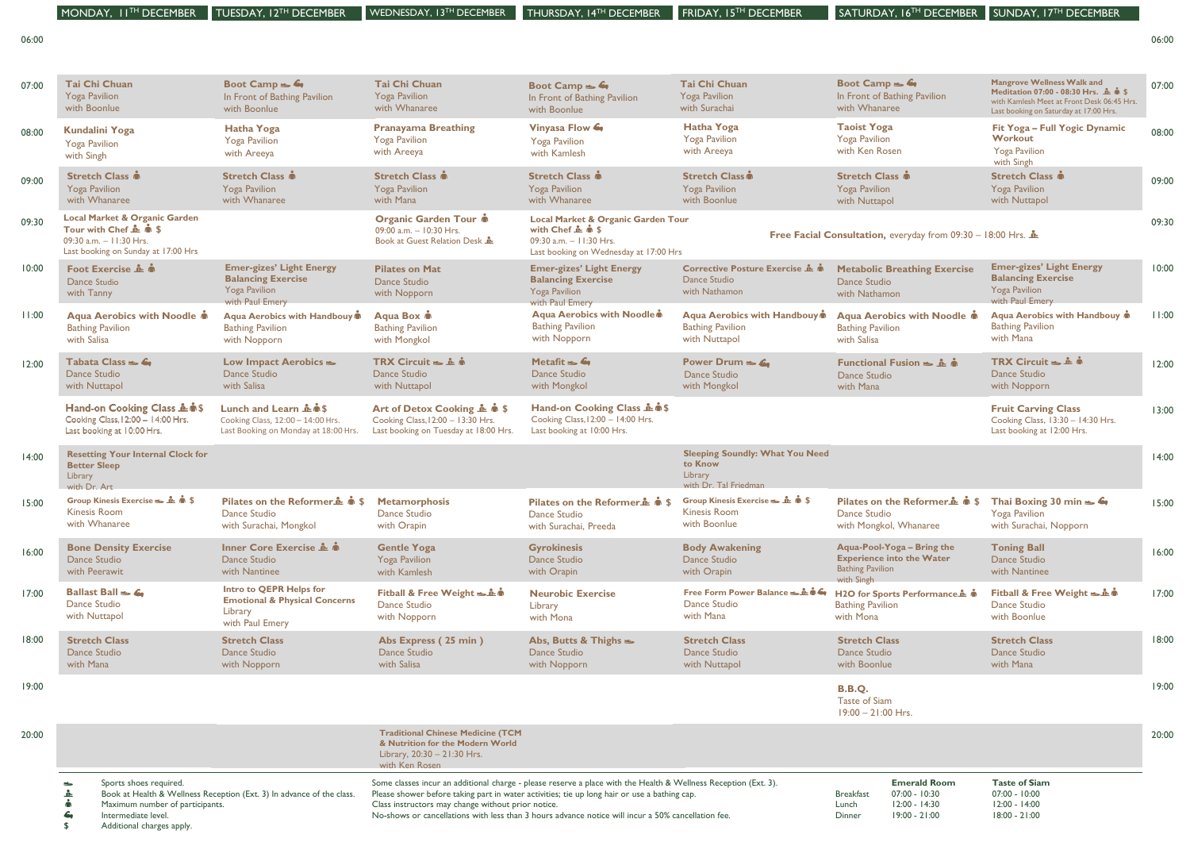| | MONDAY, 11TH DECEMBER | TUESDAY, 12TH DECEMBER | WEDNESDAY, 13TH DECEMBER | THURSDAY, 14TH DECEMBER | FRIDAY, 15TH DECEMBER | SATURDAY, 16TH DECEMBER | SUNDAY, 17TH DECEMBER |
|---|---|---|---|---|---|---|---|
| 06:00 | | | | | | | |
| 07:00 | **Tai Chi Chuan** Yoga Pavilion with Boonlue | **Boot Camp** In Front of Bathing Pavilion with Boonlue | **Tai Chi Chuan** Yoga Pavilion with Whanaree | **Boot Camp** In Front of Bathing Pavilion with Boonlue | **Tai Chi Chuan** Yoga Pavilion with Surachai | **Boot Camp** In Front of Bathing Pavilion with Whanaree | **Mangrove Wellness Walk and Meditation 07:00 - 08:30 Hrs.** $ with Kamlesh Meet at Front Desk 06:45 Hrs. Last booking on Saturday at 17:00 Hrs. |
| 08:00 | **Kundalini Yoga** Yoga Pavilion with Singh | **Hatha Yoga** Yoga Pavilion with Areeya | **Pranayama Breathing** Yoga Pavilion with Areeya | **Vinyasa Flow** Yoga Pavilion with Kamlesh | **Hatha Yoga** Yoga Pavilion with Areeya | **Taoist Yoga** Yoga Pavilion with Ken Rosen | **Fit Yoga – Full Yogic Dynamic Workout** Yoga Pavilion with Singh |
| 09:00 | **Stretch Class** Yoga Pavilion with Whanaree | **Stretch Class** Yoga Pavilion with Whanaree | **Stretch Class** Yoga Pavilion with Mana | **Stretch Class** Yoga Pavilion with Whanaree | **Stretch Class** Yoga Pavilion with Boonlue | **Stretch Class** Yoga Pavilion with Nuttapol | **Stretch Class** Yoga Pavilion with Nuttapol |
| 09:30 | **Local Market & Organic Garden Tour with Chef** $ 09:30 a.m. – 11:30 Hrs. Last booking on Sunday at 17:00 Hrs | | **Organic Garden Tour** 09:00 a.m. – 10:30 Hrs. Book at Guest Relation Desk | **Local Market & Organic Garden Tour with Chef** $ 09:30 a.m. – 11:30 Hrs. Last booking on Wednesday at 17:00 Hrs | **Free Facial Consultation**, everyday from 09:30 – 18:00 Hrs. | | |
| 10:00 | **Foot Exercise** Dance Studio with Tanny | **Emer-gizes' Light Energy Balancing Exercise** Yoga Pavilion with Paul Emery | **Pilates on Mat** Dance Studio with Nopporn | **Emer-gizes' Light Energy Balancing Exercise** Yoga Pavilion with Paul Emery | **Corrective Posture Exercise** Dance Studio with Nathamon | **Metabolic Breathing Exercise** Dance Studio with Nathamon | **Emer-gizes' Light Energy Balancing Exercise** Yoga Pavilion with Paul Emery |
| 11:00 | **Aqua Aerobics with Noodle** Bathing Pavilion with Salisa | **Aqua Aerobics with Handbouy** Bathing Pavilion with Nopporn | **Aqua Box** Bathing Pavilion with Mongkol | **Aqua Aerobics with Noodle** Bathing Pavilion with Nopporn | **Aqua Aerobics with Handbouy** Bathing Pavilion with Nuttapol | **Aqua Aerobics with Noodle** Bathing Pavilion with Salisa | **Aqua Aerobics with Handbouy** Bathing Pavilion with Mana |
| 12:00 | **Tabata Class** Dance Studio with Nuttapol | **Low Impact Aerobics** Dance Studio with Salisa | **TRX Circuit** Dance Studio with Nuttapol | **Metafit** Dance Studio with Mongkol | **Power Drum** Dance Studio with Mongkol | **Functional Fusion** Dance Studio with Mana | **TRX Circuit** Dance Studio with Nopporn |
| 13:00 | **Hand-on Cooking Class** $ Cooking Class, 12:00 – 14:00 Hrs. Last booking at 10:00 Hrs. | **Lunch and Learn** $ Cooking Class, 12:00 – 14:00 Hrs. Last Booking on Monday at 18:00 Hrs. | **Art of Detox Cooking** $ Cooking Class, 12:00 – 13:30 Hrs. Last booking on Tuesday at 18:00 Hrs. | **Hand-on Cooking Class** $ Cooking Class, 12:00 – 14:00 Hrs. Last booking at 10:00 Hrs. | | | **Fruit Carving Class** Cooking Class, 13:30 – 14:30 Hrs. Last booking at 12:00 Hrs. |
| 14:00 | **Resetting Your Internal Clock for Better Sleep** Library with Dr. Art | | | | **Sleeping Soundly: What You Need to Know** Library with Dr. Tal Friedman | | |
| 15:00 | **Group Kinesis Exercise** $ Kinesis Room with Whanaree | **Pilates on the Reformer** $ Dance Studio with Surachai, Mongkol | **Metamorphosis** Dance Studio with Orapin | **Pilates on the Reformer** $ Dance Studio with Surachai, Preeda | **Group Kinesis Exercise** $ Kinesis Room with Boonlue | **Pilates on the Reformer** $ Dance Studio with Mongkol, Whanaree | **Thai Boxing 30 min** Yoga Pavilion with Surachai, Nopporn |
| 16:00 | **Bone Density Exercise** Dance Studio with Peerawit | **Inner Core Exercise** Dance Studio with Nantinee | **Gentle Yoga** Yoga Pavilion with Kamlesh | **Gyrokinesis** Dance Studio with Orapin | **Body Awakening** Dance Studio with Orapin | **Aqua-Pool-Yoga – Bring the Experience into the Water** Bathing Pavilion with Singh | **Toning Ball** Dance Studio with Nantinee |
| 17:00 | **Ballast Ball** Dance Studio with Nuttapol | **Intro to QEPR Helps for Emotional & Physical Concerns** Library with Paul Emery | **Fitball & Free Weight** Dance Studio with Nopporn | **Neurobic Exercise** Library with Mona | **Free Form Power Balance** Dance Studio with Mana | **H2O for Sports Performance** Bathing Pavilion with Mona | **Fitball & Free Weight** Dance Studio with Boonlue |
| 18:00 | **Stretch Class** Dance Studio with Mana | **Stretch Class** Dance Studio with Nopporn | **Abs Express ( 25 min )** Dance Studio with Salisa | **Abs, Butts & Thighs** Dance Studio with Nopporn | **Stretch Class** Dance Studio with Nuttapol | **Stretch Class** Dance Studio with Boonlue | **Stretch Class** Dance Studio with Mana |
| 19:00 | | | | | | **B.B.Q.** Taste of Siam 19:00 – 21:00 Hrs. | |
| 20:00 | | | **Traditional Chinese Medicine (TCM & Nutrition for the Modern World** Library, 20:30 – 21:30 Hrs. with Ken Rosen | | | | |

- Sports shoes required.
- Book at Health & Wellness Reception (Ext. 3) In advance of the class.
- Maximum number of participants.
- Intermediate level.
- $ Additional charges apply.

Some classes incur an additional charge - please reserve a place with the Health & Wellness Reception (Ext. 3).
Please shower before taking part in water activities; tie up long hair or use a bathing cap.
Class instructors may change without prior notice.
No-shows or cancellations with less than 3 hours advance notice will incur a 50% cancellation fee.

| | Emerald Room | Taste of Siam |
|---|---|---|
| Breakfast | 07:00 - 10:30 | 07:00 - 10:00 |
| Lunch | 12:00 - 14:30 | 12:00 - 14:00 |
| Dinner | 19:00 - 21:00 | 18:00 - 21:00 |